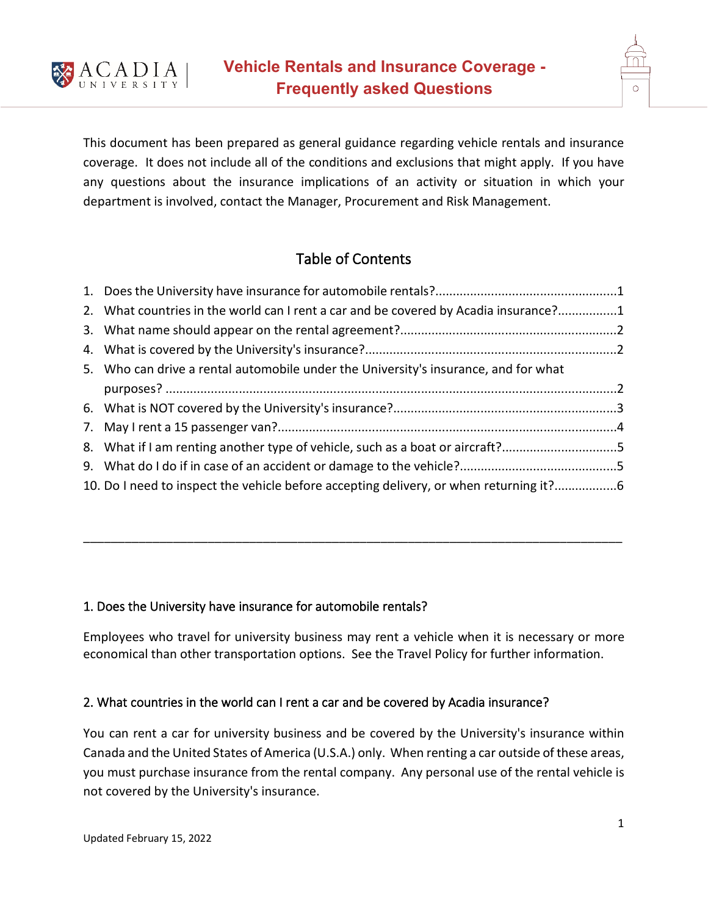# Vehicle Rentals and Insurance Coverage - Frequently asked Questions

This document has been prepared as general guidance regarding vehicle rentals and insurance coverage. It does not include all of the conditions and exclusions that might apply. If you have any questions about the insurance implications of an activity or situation in which your department is involved, contact the Manager, Procurement and Risk Management.

## Table of Contents

1. Does the University have insurance for automobile rentals?....................................................1
2. What countries in the world can I rent a car and be covered by Acadia insurance?.................1
3. What name should appear on the rental agreement?..............................................................2
4. What is covered by the University's insurance?........................................................................2
5. Who can drive a rental automobile under the University's insurance, and for what purposes? ..................................................................................................................................2
6. What is NOT covered by the University's insurance?................................................................3
7. May I rent a 15 passenger van?.................................................................................................4
8. What if I am renting another type of vehicle, such as a boat or aircraft?.................................5
9. What do I do if in case of an accident or damage to the vehicle?.............................................5
10. Do I need to inspect the vehicle before accepting delivery, or when returning it?..................6

---

## 1. Does the University have insurance for automobile rentals?

Employees who travel for university business may rent a vehicle when it is necessary or more economical than other transportation options. See the Travel Policy for further information.

## 2. What countries in the world can I rent a car and be covered by Acadia insurance?

You can rent a car for university business and be covered by the University's insurance within Canada and the United States of America (U.S.A.) only. When renting a car outside of these areas, you must purchase insurance from the rental company. Any personal use of the rental vehicle is not covered by the University's insurance.

Updated February 15, 2022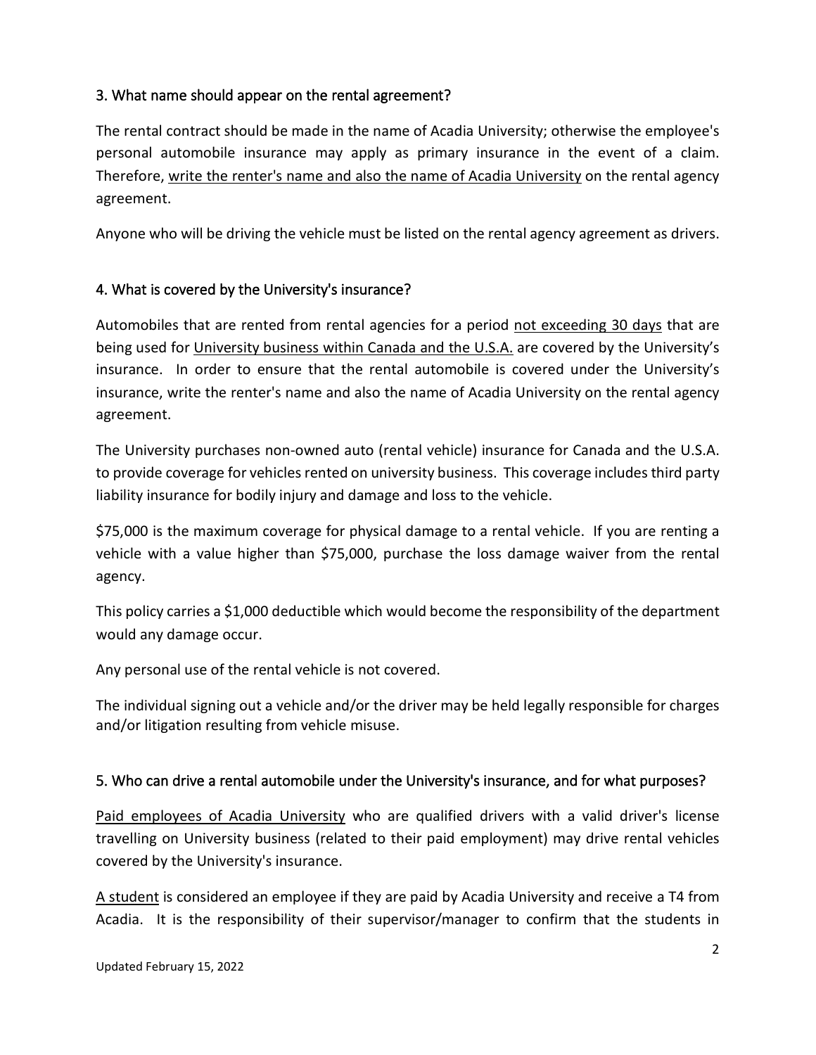### 3. What name should appear on the rental agreement?

The rental contract should be made in the name of Acadia University; otherwise the employee's personal automobile insurance may apply as primary insurance in the event of a claim. Therefore, <u>write the renter's name and also the name of Acadia University</u> on the rental agency agreement.

Anyone who will be driving the vehicle must be listed on the rental agency agreement as drivers.

### 4. What is covered by the University's insurance?

Automobiles that are rented from rental agencies for a period <u>not exceeding 30 days</u> that are being used for <u>University business within Canada and the U.S.A.</u> are covered by the University's insurance. In order to ensure that the rental automobile is covered under the University's insurance, write the renter's name and also the name of Acadia University on the rental agency agreement.

The University purchases non-owned auto (rental vehicle) insurance for Canada and the U.S.A. to provide coverage for vehicles rented on university business. This coverage includes third party liability insurance for bodily injury and damage and loss to the vehicle.

$75,000 is the maximum coverage for physical damage to a rental vehicle. If you are renting a vehicle with a value higher than $75,000, purchase the loss damage waiver from the rental agency.

This policy carries a $1,000 deductible which would become the responsibility of the department would any damage occur.

Any personal use of the rental vehicle is not covered.

The individual signing out a vehicle and/or the driver may be held legally responsible for charges and/or litigation resulting from vehicle misuse.

### 5. Who can drive a rental automobile under the University's insurance, and for what purposes?

<u>Paid employees of Acadia University</u> who are qualified drivers with a valid driver's license travelling on University business (related to their paid employment) may drive rental vehicles covered by the University's insurance.

<u>A student</u> is considered an employee if they are paid by Acadia University and receive a T4 from Acadia. It is the responsibility of their supervisor/manager to confirm that the students in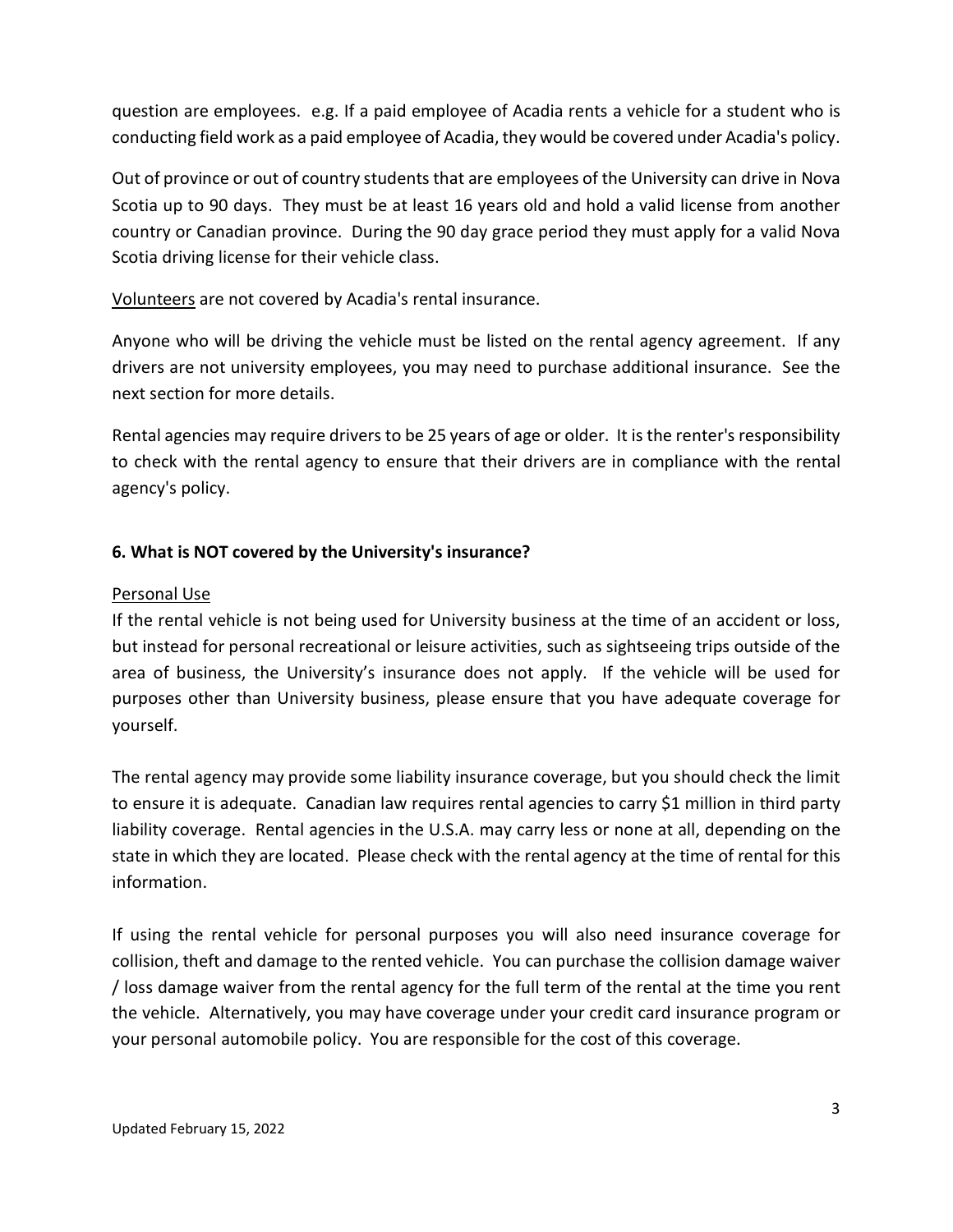question are employees. e.g. If a paid employee of Acadia rents a vehicle for a student who is conducting field work as a paid employee of Acadia, they would be covered under Acadia's policy.

Out of province or out of country students that are employees of the University can drive in Nova Scotia up to 90 days. They must be at least 16 years old and hold a valid license from another country or Canadian province. During the 90 day grace period they must apply for a valid Nova Scotia driving license for their vehicle class.

Volunteers are not covered by Acadia's rental insurance.

Anyone who will be driving the vehicle must be listed on the rental agency agreement. If any drivers are not university employees, you may need to purchase additional insurance. See the next section for more details.

Rental agencies may require drivers to be 25 years of age or older. It is the renter's responsibility to check with the rental agency to ensure that their drivers are in compliance with the rental agency's policy.

### 6. What is NOT covered by the University's insurance?

Personal Use

If the rental vehicle is not being used for University business at the time of an accident or loss, but instead for personal recreational or leisure activities, such as sightseeing trips outside of the area of business, the University's insurance does not apply. If the vehicle will be used for purposes other than University business, please ensure that you have adequate coverage for yourself.

The rental agency may provide some liability insurance coverage, but you should check the limit to ensure it is adequate. Canadian law requires rental agencies to carry $1 million in third party liability coverage. Rental agencies in the U.S.A. may carry less or none at all, depending on the state in which they are located. Please check with the rental agency at the time of rental for this information.

If using the rental vehicle for personal purposes you will also need insurance coverage for collision, theft and damage to the rented vehicle. You can purchase the collision damage waiver / loss damage waiver from the rental agency for the full term of the rental at the time you rent the vehicle. Alternatively, you may have coverage under your credit card insurance program or your personal automobile policy. You are responsible for the cost of this coverage.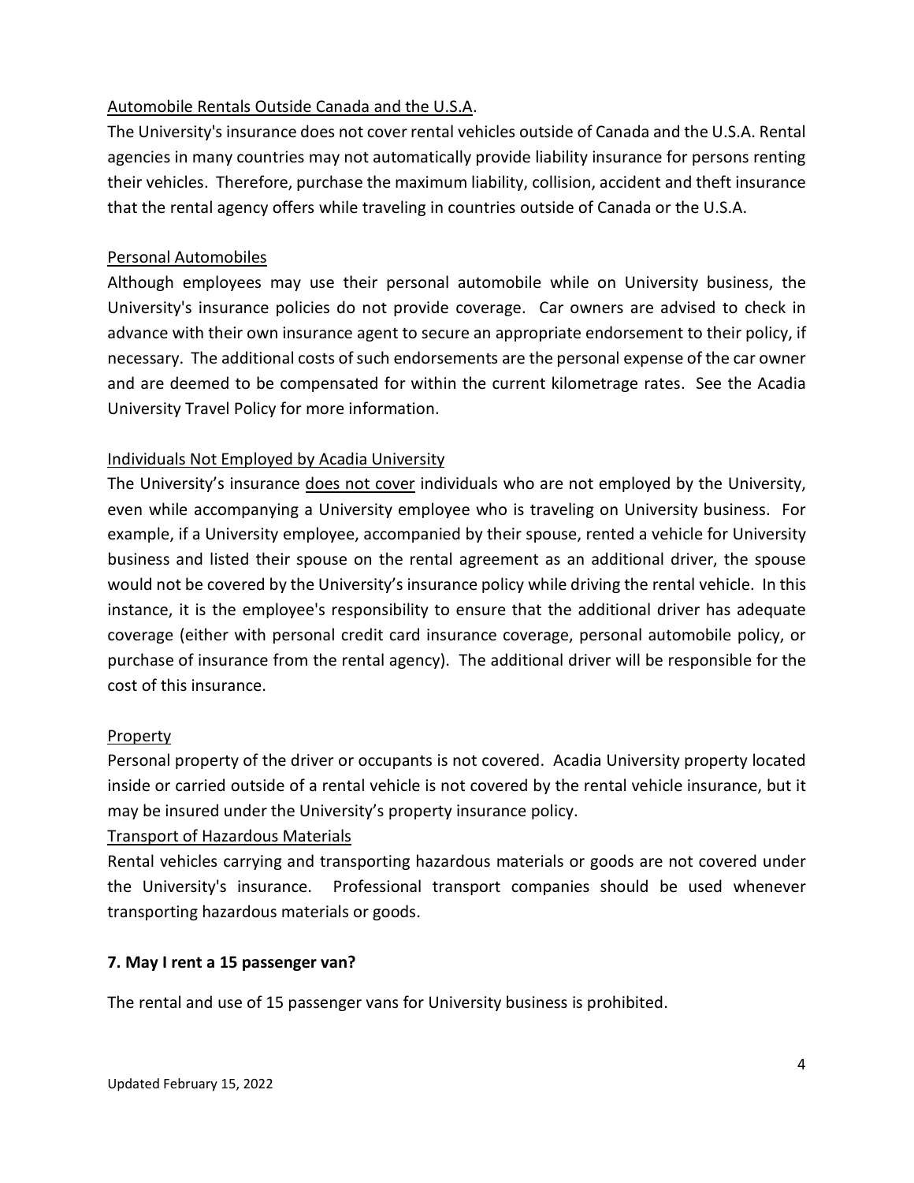Automobile Rentals Outside Canada and the U.S.A.

The University's insurance does not cover rental vehicles outside of Canada and the U.S.A. Rental agencies in many countries may not automatically provide liability insurance for persons renting their vehicles. Therefore, purchase the maximum liability, collision, accident and theft insurance that the rental agency offers while traveling in countries outside of Canada or the U.S.A.

Personal Automobiles

Although employees may use their personal automobile while on University business, the University's insurance policies do not provide coverage. Car owners are advised to check in advance with their own insurance agent to secure an appropriate endorsement to their policy, if necessary. The additional costs of such endorsements are the personal expense of the car owner and are deemed to be compensated for within the current kilometrage rates. See the Acadia University Travel Policy for more information.

Individuals Not Employed by Acadia University

The University's insurance does not cover individuals who are not employed by the University, even while accompanying a University employee who is traveling on University business. For example, if a University employee, accompanied by their spouse, rented a vehicle for University business and listed their spouse on the rental agreement as an additional driver, the spouse would not be covered by the University's insurance policy while driving the rental vehicle. In this instance, it is the employee's responsibility to ensure that the additional driver has adequate coverage (either with personal credit card insurance coverage, personal automobile policy, or purchase of insurance from the rental agency). The additional driver will be responsible for the cost of this insurance.

Property

Personal property of the driver or occupants is not covered. Acadia University property located inside or carried outside of a rental vehicle is not covered by the rental vehicle insurance, but it may be insured under the University's property insurance policy.

Transport of Hazardous Materials

Rental vehicles carrying and transporting hazardous materials or goods are not covered under the University's insurance. Professional transport companies should be used whenever transporting hazardous materials or goods.

**7. May I rent a 15 passenger van?**

The rental and use of 15 passenger vans for University business is prohibited.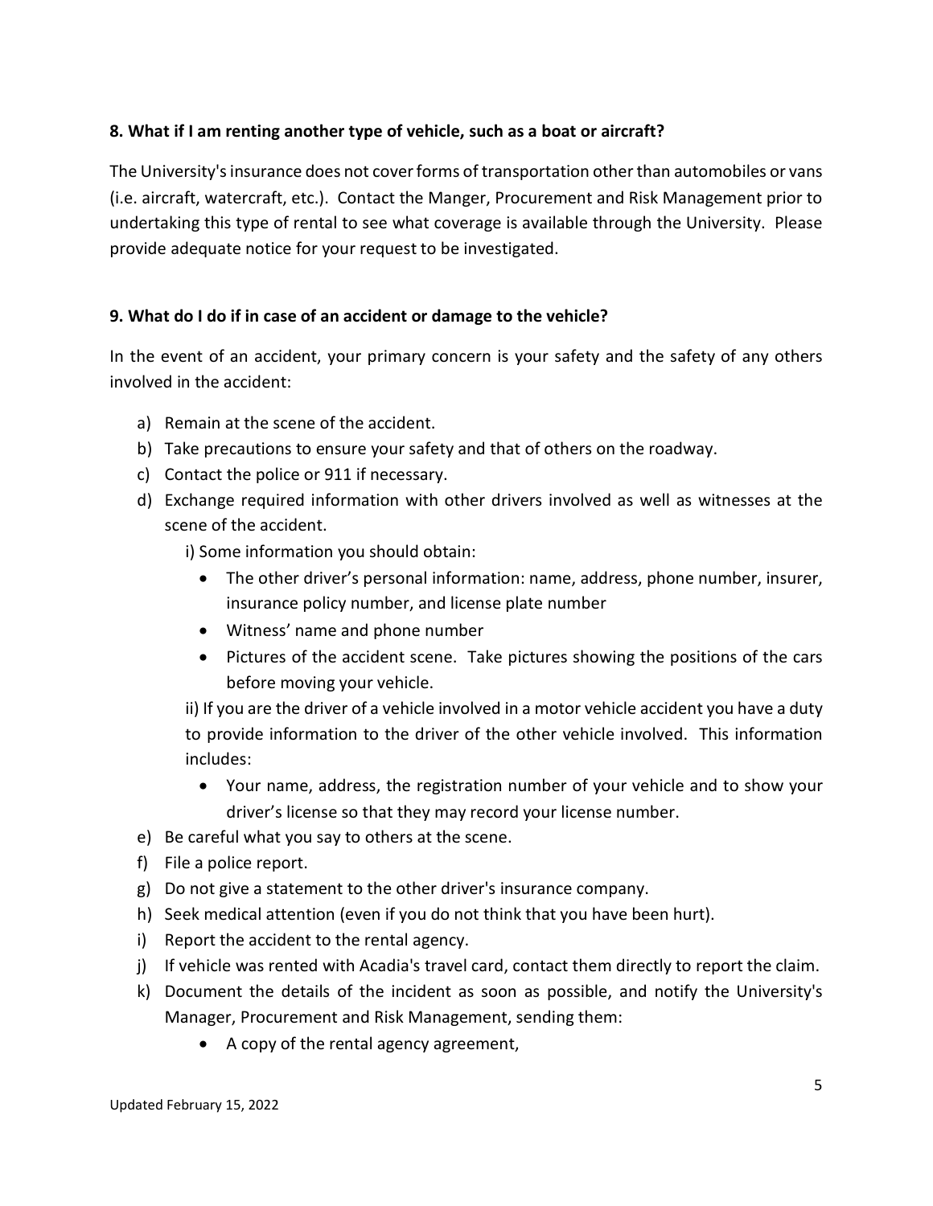**8. What if I am renting another type of vehicle, such as a boat or aircraft?**

The University's insurance does not cover forms of transportation other than automobiles or vans (i.e. aircraft, watercraft, etc.). Contact the Manger, Procurement and Risk Management prior to undertaking this type of rental to see what coverage is available through the University. Please provide adequate notice for your request to be investigated.

**9. What do I do if in case of an accident or damage to the vehicle?**

In the event of an accident, your primary concern is your safety and the safety of any others involved in the accident:

a) Remain at the scene of the accident.
b) Take precautions to ensure your safety and that of others on the roadway.
c) Contact the police or 911 if necessary.
d) Exchange required information with other drivers involved as well as witnesses at the scene of the accident.

   i) Some information you should obtain:

   - The other driver's personal information: name, address, phone number, insurer, insurance policy number, and license plate number
   - Witness' name and phone number
   - Pictures of the accident scene. Take pictures showing the positions of the cars before moving your vehicle.

   ii) If you are the driver of a vehicle involved in a motor vehicle accident you have a duty to provide information to the driver of the other vehicle involved. This information includes:

   - Your name, address, the registration number of your vehicle and to show your driver's license so that they may record your license number.

e) Be careful what you say to others at the scene.
f) File a police report.
g) Do not give a statement to the other driver's insurance company.
h) Seek medical attention (even if you do not think that you have been hurt).
i) Report the accident to the rental agency.
j) If vehicle was rented with Acadia's travel card, contact them directly to report the claim.
k) Document the details of the incident as soon as possible, and notify the University's Manager, Procurement and Risk Management, sending them:

   - A copy of the rental agency agreement,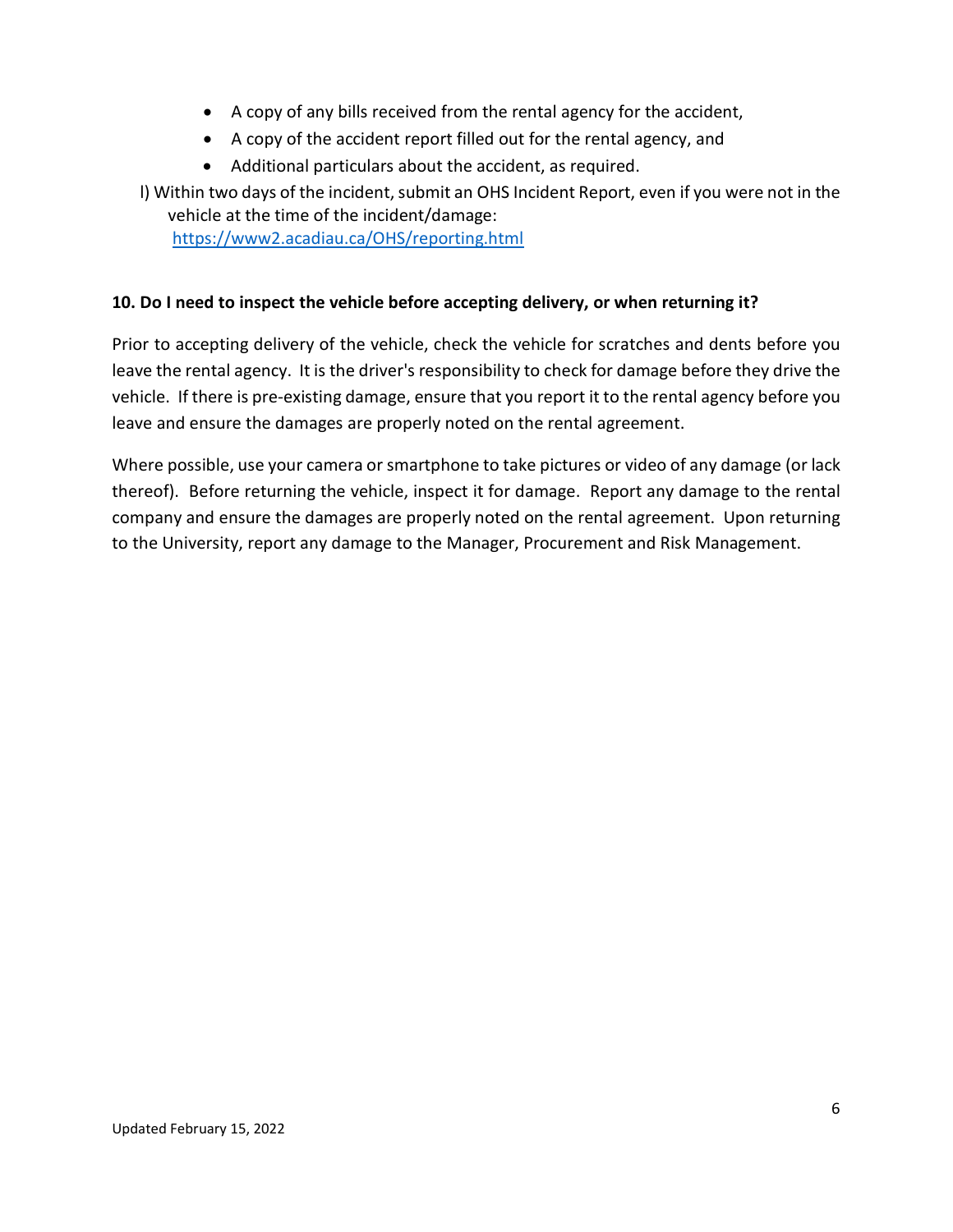- A copy of any bills received from the rental agency for the accident,
- A copy of the accident report filled out for the rental agency, and
- Additional particulars about the accident, as required.

l) Within two days of the incident, submit an OHS Incident Report, even if you were not in the vehicle at the time of the incident/damage: [https://www2.acadiau.ca/OHS/reporting.html](https://www2.acadiau.ca/OHS/reporting.html)

**10. Do I need to inspect the vehicle before accepting delivery, or when returning it?**

Prior to accepting delivery of the vehicle, check the vehicle for scratches and dents before you leave the rental agency. It is the driver's responsibility to check for damage before they drive the vehicle. If there is pre-existing damage, ensure that you report it to the rental agency before you leave and ensure the damages are properly noted on the rental agreement.

Where possible, use your camera or smartphone to take pictures or video of any damage (or lack thereof). Before returning the vehicle, inspect it for damage. Report any damage to the rental company and ensure the damages are properly noted on the rental agreement. Upon returning to the University, report any damage to the Manager, Procurement and Risk Management.

Updated February 15, 2022